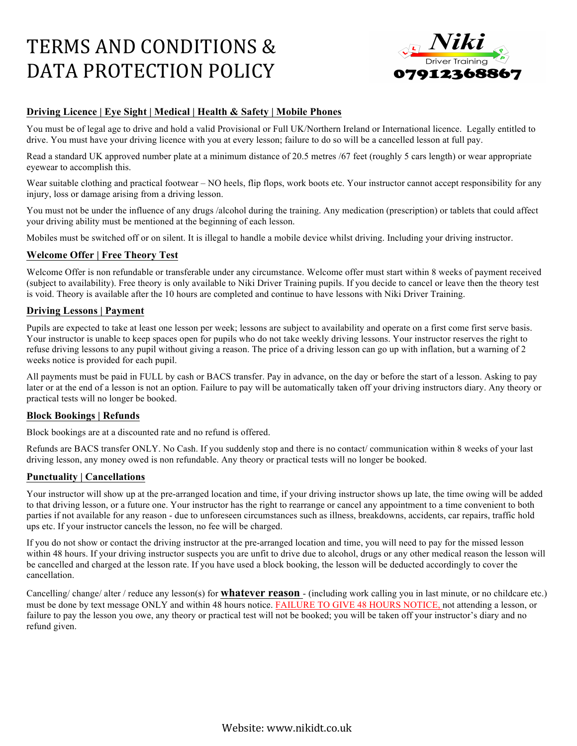# TERMS AND CONDITIONS & DATA PROTECTION POLICY

Niki Driver Training
07912368867

## Driving Licence | Eye Sight | Medical | Health & Safety | Mobile Phones

You must be of legal age to drive and hold a valid Provisional or Full UK/Northern Ireland or International licence. Legally entitled to drive. You must have your driving licence with you at every lesson; failure to do so will be a cancelled lesson at full pay.

Read a standard UK approved number plate at a minimum distance of 20.5 metres /67 feet (roughly 5 cars length) or wear appropriate eyewear to accomplish this.

Wear suitable clothing and practical footwear – NO heels, flip flops, work boots etc. Your instructor cannot accept responsibility for any injury, loss or damage arising from a driving lesson.

You must not be under the influence of any drugs /alcohol during the training. Any medication (prescription) or tablets that could affect your driving ability must be mentioned at the beginning of each lesson.

Mobiles must be switched off or on silent. It is illegal to handle a mobile device whilst driving. Including your driving instructor.

## Welcome Offer | Free Theory Test

Welcome Offer is non refundable or transferable under any circumstance. Welcome offer must start within 8 weeks of payment received (subject to availability). Free theory is only available to Niki Driver Training pupils. If you decide to cancel or leave then the theory test is void. Theory is available after the 10 hours are completed and continue to have lessons with Niki Driver Training.

## Driving Lessons | Payment

Pupils are expected to take at least one lesson per week; lessons are subject to availability and operate on a first come first serve basis. Your instructor is unable to keep spaces open for pupils who do not take weekly driving lessons. Your instructor reserves the right to refuse driving lessons to any pupil without giving a reason. The price of a driving lesson can go up with inflation, but a warning of 2 weeks notice is provided for each pupil.

All payments must be paid in FULL by cash or BACS transfer. Pay in advance, on the day or before the start of a lesson. Asking to pay later or at the end of a lesson is not an option. Failure to pay will be automatically taken off your driving instructors diary. Any theory or practical tests will no longer be booked.

## Block Bookings | Refunds

Block bookings are at a discounted rate and no refund is offered.

Refunds are BACS transfer ONLY. No Cash. If you suddenly stop and there is no contact/ communication within 8 weeks of your last driving lesson, any money owed is non refundable. Any theory or practical tests will no longer be booked.

## Punctuality | Cancellations

Your instructor will show up at the pre-arranged location and time, if your driving instructor shows up late, the time owing will be added to that driving lesson, or a future one. Your instructor has the right to rearrange or cancel any appointment to a time convenient to both parties if not available for any reason - due to unforeseen circumstances such as illness, breakdowns, accidents, car repairs, traffic hold ups etc. If your instructor cancels the lesson, no fee will be charged.

If you do not show or contact the driving instructor at the pre-arranged location and time, you will need to pay for the missed lesson within 48 hours. If your driving instructor suspects you are unfit to drive due to alcohol, drugs or any other medical reason the lesson will be cancelled and charged at the lesson rate. If you have used a block booking, the lesson will be deducted accordingly to cover the cancellation.

Cancelling/ change/ alter / reduce any lesson(s) for **whatever reason** - (including work calling you in last minute, or no childcare etc.) must be done by text message ONLY and within 48 hours notice. FAILURE TO GIVE 48 HOURS NOTICE, not attending a lesson, or failure to pay the lesson you owe, any theory or practical test will not be booked; you will be taken off your instructor's diary and no refund given.

Website: www.nikidt.co.uk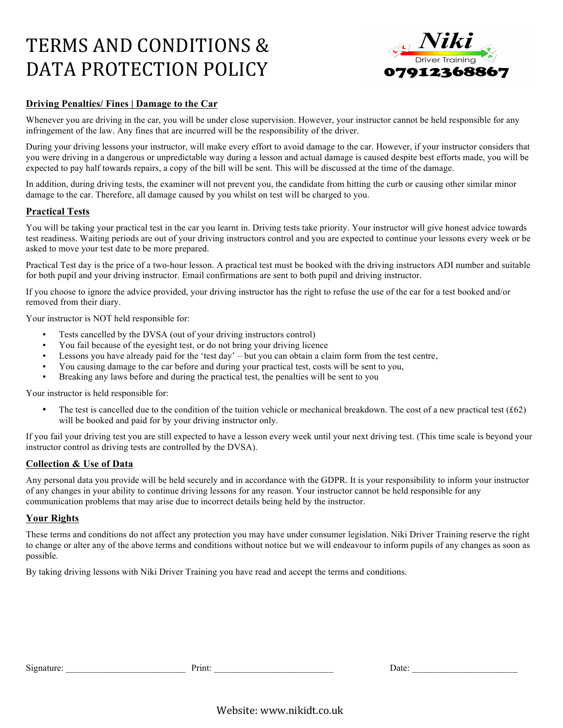# TERMS AND CONDITIONS & DATA PROTECTION POLICY

Niki Driver Training 07912368867

## Driving Penalties/ Fines | Damage to the Car

Whenever you are driving in the car, you will be under close supervision. However, your instructor cannot be held responsible for any infringement of the law. Any fines that are incurred will be the responsibility of the driver.

During your driving lessons your instructor, will make every effort to avoid damage to the car. However, if your instructor considers that you were driving in a dangerous or unpredictable way during a lesson and actual damage is caused despite best efforts made, you will be expected to pay half towards repairs, a copy of the bill will be sent. This will be discussed at the time of the damage.

In addition, during driving tests, the examiner will not prevent you, the candidate from hitting the curb or causing other similar minor damage to the car. Therefore, all damage caused by you whilst on test will be charged to you.

## Practical Tests

You will be taking your practical test in the car you learnt in. Driving tests take priority. Your instructor will give honest advice towards test readiness. Waiting periods are out of your driving instructors control and you are expected to continue your lessons every week or be asked to move your test date to be more prepared.

Practical Test day is the price of a two-hour lesson. A practical test must be booked with the driving instructors ADI number and suitable for both pupil and your driving instructor. Email confirmations are sent to both pupil and driving instructor.

If you choose to ignore the advice provided, your driving instructor has the right to refuse the use of the car for a test booked and/or removed from their diary.

Your instructor is NOT held responsible for:

- Tests cancelled by the DVSA (out of your driving instructors control)
- You fail because of the eyesight test, or do not bring your driving licence
- Lessons you have already paid for the 'test day' – but you can obtain a claim form from the test centre,
- You causing damage to the car before and during your practical test, costs will be sent to you,
- Breaking any laws before and during the practical test, the penalties will be sent to you

Your instructor is held responsible for:

- The test is cancelled due to the condition of the tuition vehicle or mechanical breakdown. The cost of a new practical test (£62) will be booked and paid for by your driving instructor only.

If you fail your driving test you are still expected to have a lesson every week until your next driving test. (This time scale is beyond your instructor control as driving tests are controlled by the DVSA).

## Collection & Use of Data

Any personal data you provide will be held securely and in accordance with the GDPR. It is your responsibility to inform your instructor of any changes in your ability to continue driving lessons for any reason. Your instructor cannot be held responsible for any communication problems that may arise due to incorrect details being held by the instructor.

## Your Rights

These terms and conditions do not affect any protection you may have under consumer legislation. Niki Driver Training reserve the right to change or alter any of the above terms and conditions without notice but we will endeavour to inform pupils of any changes as soon as possible.

By taking driving lessons with Niki Driver Training you have read and accept the terms and conditions.

Signature: ______________________ Print: ______________________ Date: ____________________

Website: www.nikidt.co.uk